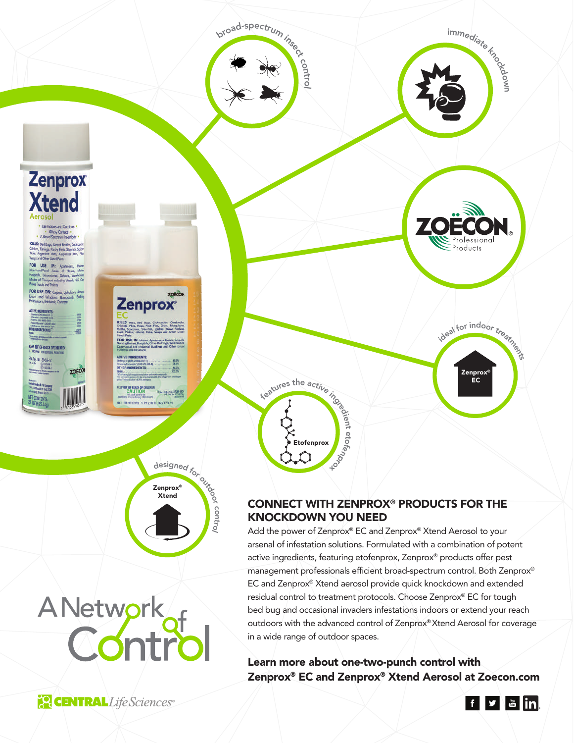broad-spectrum insect control

immediate knockdown

ZOËCON Professional Products

ideal for indoor treatments

Zenprox® EC

features the active ingredient etofenprox

Etofenprox

designed for outdoor control

Zenprox® Xtend

# A Network of Control

## CONNECT WITH ZENPROX® PRODUCTS FOR THE KNOCKDOWN YOU NEED

Add the power of Zenprox® EC and Zenprox® Xtend Aerosol to your arsenal of infestation solutions. Formulated with a combination of potent active ingredients, featuring etofenprox, Zenprox® products offer pest management professionals efficient broad-spectrum control. Both Zenprox® EC and Zenprox® Xtend aerosol provide quick knockdown and extended residual control to treatment protocols. Choose Zenprox® EC for tough bed bug and occasional invaders infestations indoors or extend your reach outdoors with the advanced control of Zenprox® Xtend Aerosol for coverage in a wide range of outdoor spaces.

**Learn more about one-two-punch control with Zenprox® EC and Zenprox® Xtend Aerosol at Zoecon.com**

CENTRAL *Life Sciences*®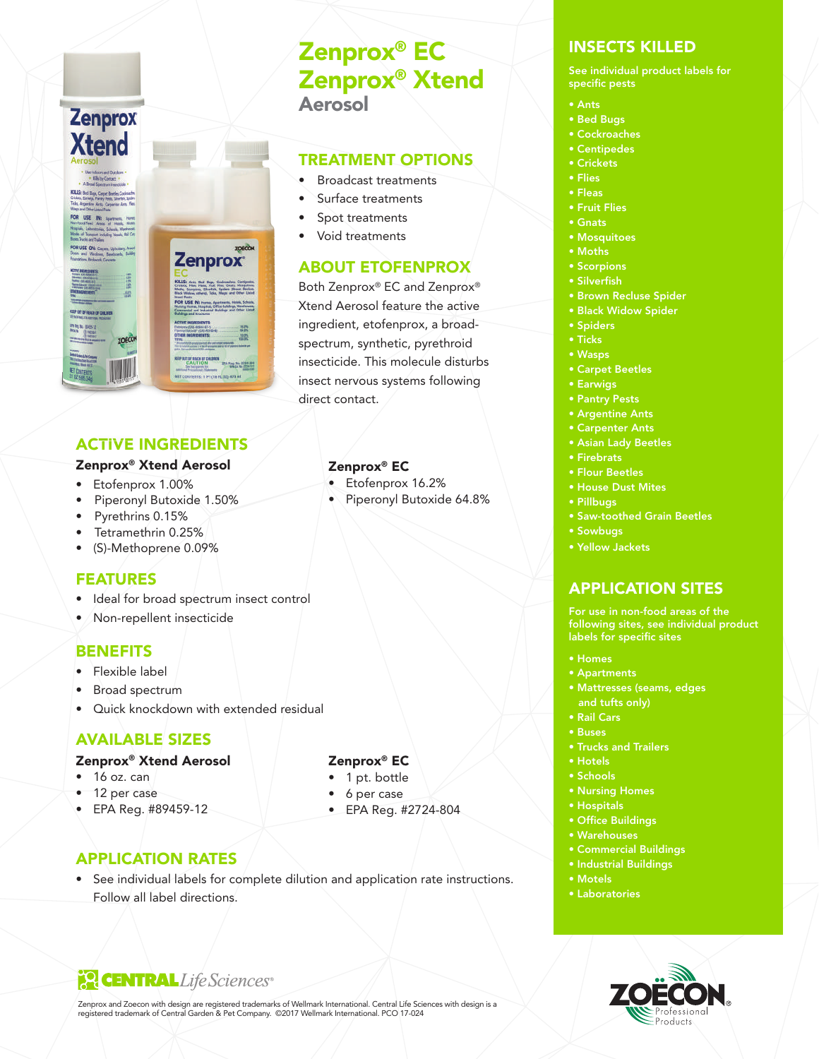# Zenprox® EC
# Zenprox® Xtend
## Aerosol

## TREATMENT OPTIONS

- Broadcast treatments
- Surface treatments
- Spot treatments
- Void treatments

## ABOUT ETOFENPROX

Both Zenprox® EC and Zenprox® Xtend Aerosol feature the active ingredient, etofenprox, a broad-spectrum, synthetic, pyrethroid insecticide. This molecule disturbs insect nervous systems following direct contact.

## ACTIVE INGREDIENTS

### Zenprox® Xtend Aerosol

- Etofenprox 1.00%
- Piperonyl Butoxide 1.50%
- Pyrethrins 0.15%
- Tetramethrin 0.25%
- (S)-Methoprene 0.09%

### Zenprox® EC

- Etofenprox 16.2%
- Piperonyl Butoxide 64.8%

## FEATURES

- Ideal for broad spectrum insect control
- Non-repellent insecticide

## BENEFITS

- Flexible label
- Broad spectrum
- Quick knockdown with extended residual

## AVAILABLE SIZES

### Zenprox® Xtend Aerosol

- 16 oz. can
- 12 per case
- EPA Reg. #89459-12

### Zenprox® EC

- 1 pt. bottle
- 6 per case
- EPA Reg. #2724-804

## APPLICATION RATES

- See individual labels for complete dilution and application rate instructions. Follow all label directions.

## INSECTS KILLED

See individual product labels for specific pests

- Ants
- Bed Bugs
- Cockroaches
- Centipedes
- Crickets
- Flies
- Fleas
- Fruit Flies
- Gnats
- Mosquitoes
- Moths
- Scorpions
- Silverfish
- Brown Recluse Spider
- Black Widow Spider
- Spiders
- Ticks
- Wasps
- Carpet Beetles
- Earwigs
- Pantry Pests
- Argentine Ants
- Carpenter Ants
- Asian Lady Beetles
- Firebrats
- Flour Beetles
- House Dust Mites
- Pillbugs
- Saw-toothed Grain Beetles
- Sowbugs
- Yellow Jackets

## APPLICATION SITES

For use in non-food areas of the following sites, see individual product labels for specific sites

- Homes
- Apartments
- Mattresses (seams, edges and tufts only)
- Rail Cars
- Buses
- Trucks and Trailers
- Hotels
- Schools
- Nursing Homes
- Hospitals
- Office Buildings
- Warehouses
- Commercial Buildings
- Industrial Buildings
- Motels
- Laboratories

CENTRAL Life Sciences®

ZOËCON® Professional Products

Zenprox and Zoecon with design are registered trademarks of Wellmark International. Central Life Sciences with design is a registered trademark of Central Garden & Pet Company. ©2017 Wellmark International. PCO 17-024